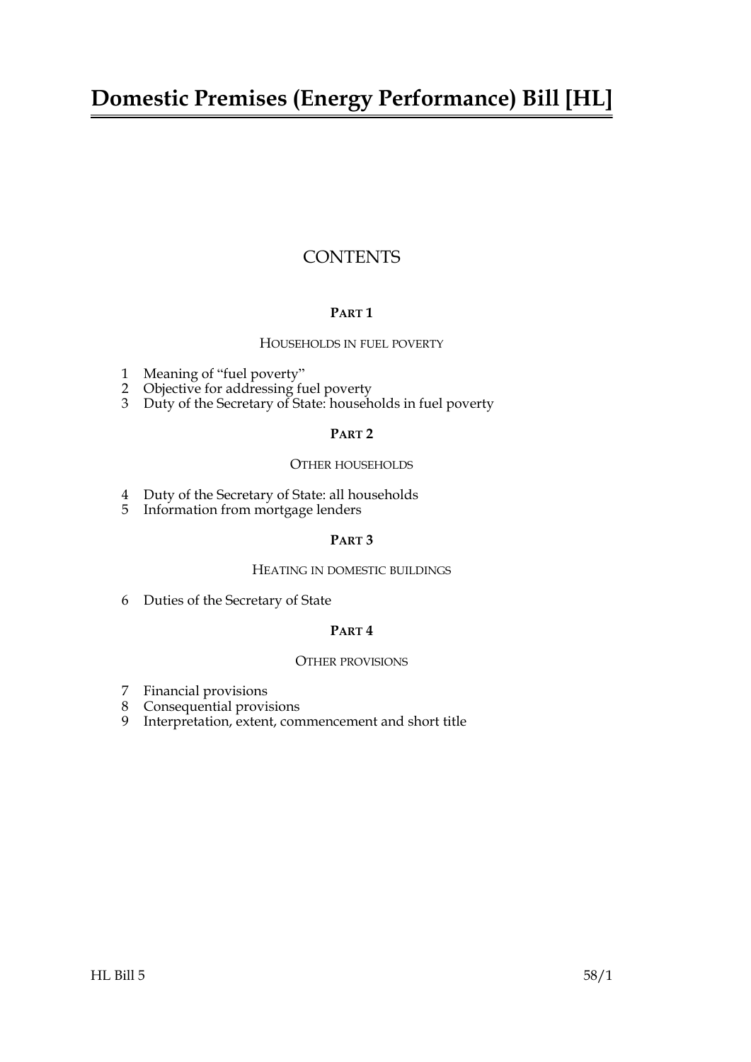# Domestic Premises (Energy Performance) Bill [HL]

## CONTENTS

### PART 1

HOUSEHOLDS IN FUEL POVERTY

1 Meaning of "fuel poverty"
2 Objective for addressing fuel poverty
3 Duty of the Secretary of State: households in fuel poverty

### PART 2

OTHER HOUSEHOLDS

4 Duty of the Secretary of State: all households
5 Information from mortgage lenders

### PART 3

HEATING IN DOMESTIC BUILDINGS

6 Duties of the Secretary of State

### PART 4

OTHER PROVISIONS

7 Financial provisions
8 Consequential provisions
9 Interpretation, extent, commencement and short title

HL Bill 5 58/1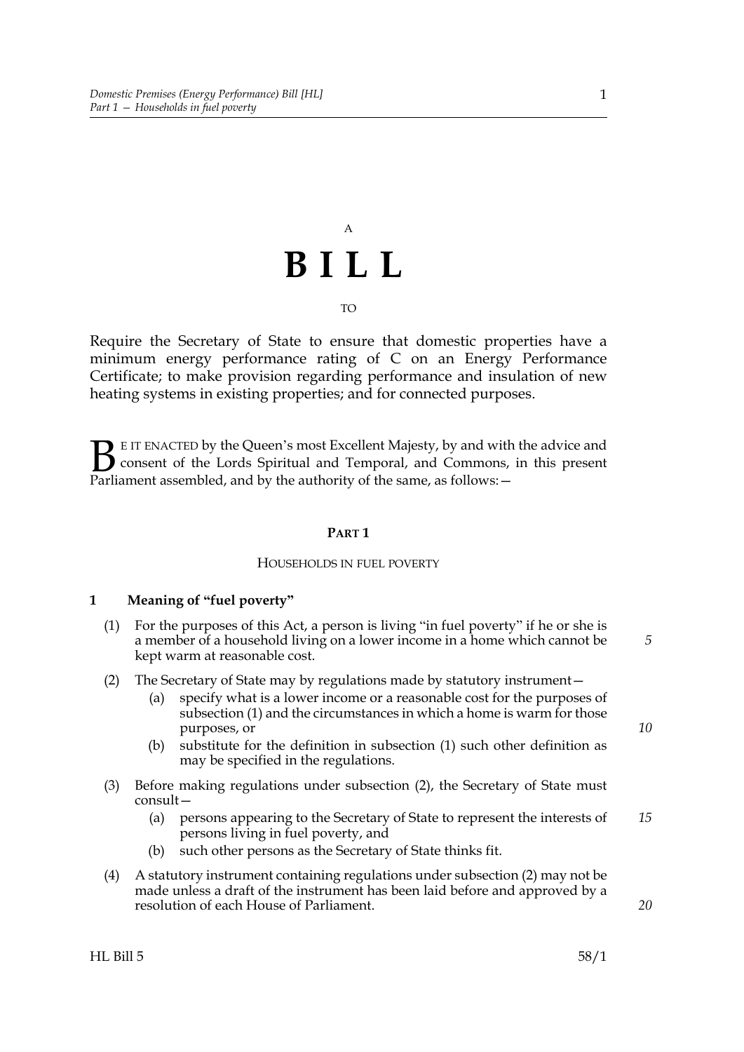A

# BILL

TO

Require the Secretary of State to ensure that domestic properties have a minimum energy performance rating of C on an Energy Performance Certificate; to make provision regarding performance and insulation of new heating systems in existing properties; and for connected purposes.

BE IT ENACTED by the Queen's most Excellent Majesty, by and with the advice and consent of the Lords Spiritual and Temporal, and Commons, in this present Parliament assembled, and by the authority of the same, as follows:—

## PART 1

### HOUSEHOLDS IN FUEL POVERTY

**1 Meaning of "fuel poverty"**

(1) For the purposes of this Act, a person is living "in fuel poverty" if he or she is a member of a household living on a lower income in a home which cannot be kept warm at reasonable cost.

(2) The Secretary of State may by regulations made by statutory instrument—

- (a) specify what is a lower income or a reasonable cost for the purposes of subsection (1) and the circumstances in which a home is warm for those purposes, or
- (b) substitute for the definition in subsection (1) such other definition as may be specified in the regulations.

(3) Before making regulations under subsection (2), the Secretary of State must consult—

- (a) persons appearing to the Secretary of State to represent the interests of persons living in fuel poverty, and
- (b) such other persons as the Secretary of State thinks fit.

(4) A statutory instrument containing regulations under subsection (2) may not be made unless a draft of the instrument has been laid before and approved by a resolution of each House of Parliament.

HL Bill 5 58/1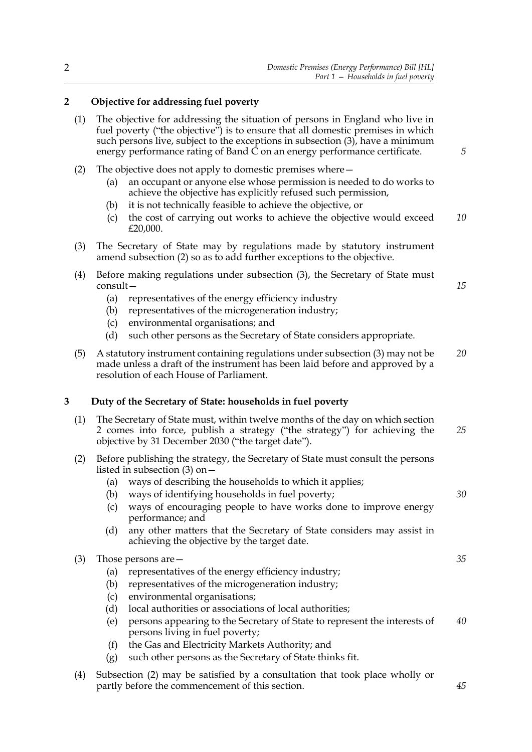## 2 Objective for addressing fuel poverty

(1) The objective for addressing the situation of persons in England who live in fuel poverty ("the objective") is to ensure that all domestic premises in which such persons live, subject to the exceptions in subsection (3), have a minimum energy performance rating of Band C on an energy performance certificate.

(2) The objective does not apply to domestic premises where—

- (a) an occupant or anyone else whose permission is needed to do works to achieve the objective has explicitly refused such permission,
- (b) it is not technically feasible to achieve the objective, or
- (c) the cost of carrying out works to achieve the objective would exceed £20,000.

(3) The Secretary of State may by regulations made by statutory instrument amend subsection (2) so as to add further exceptions to the objective.

(4) Before making regulations under subsection (3), the Secretary of State must consult—

- (a) representatives of the energy efficiency industry
- (b) representatives of the microgeneration industry;
- (c) environmental organisations; and
- (d) such other persons as the Secretary of State considers appropriate.

(5) A statutory instrument containing regulations under subsection (3) may not be made unless a draft of the instrument has been laid before and approved by a resolution of each House of Parliament.

## 3 Duty of the Secretary of State: households in fuel poverty

(1) The Secretary of State must, within twelve months of the day on which section 2 comes into force, publish a strategy ("the strategy") for achieving the objective by 31 December 2030 ("the target date").

(2) Before publishing the strategy, the Secretary of State must consult the persons listed in subsection (3) on—

- (a) ways of describing the households to which it applies;
- (b) ways of identifying households in fuel poverty;
- (c) ways of encouraging people to have works done to improve energy performance; and
- (d) any other matters that the Secretary of State considers may assist in achieving the objective by the target date.

(3) Those persons are—

- (a) representatives of the energy efficiency industry;
- (b) representatives of the microgeneration industry;
- (c) environmental organisations;
- (d) local authorities or associations of local authorities;
- (e) persons appearing to the Secretary of State to represent the interests of persons living in fuel poverty;
- (f) the Gas and Electricity Markets Authority; and
- (g) such other persons as the Secretary of State thinks fit.

(4) Subsection (2) may be satisfied by a consultation that took place wholly or partly before the commencement of this section.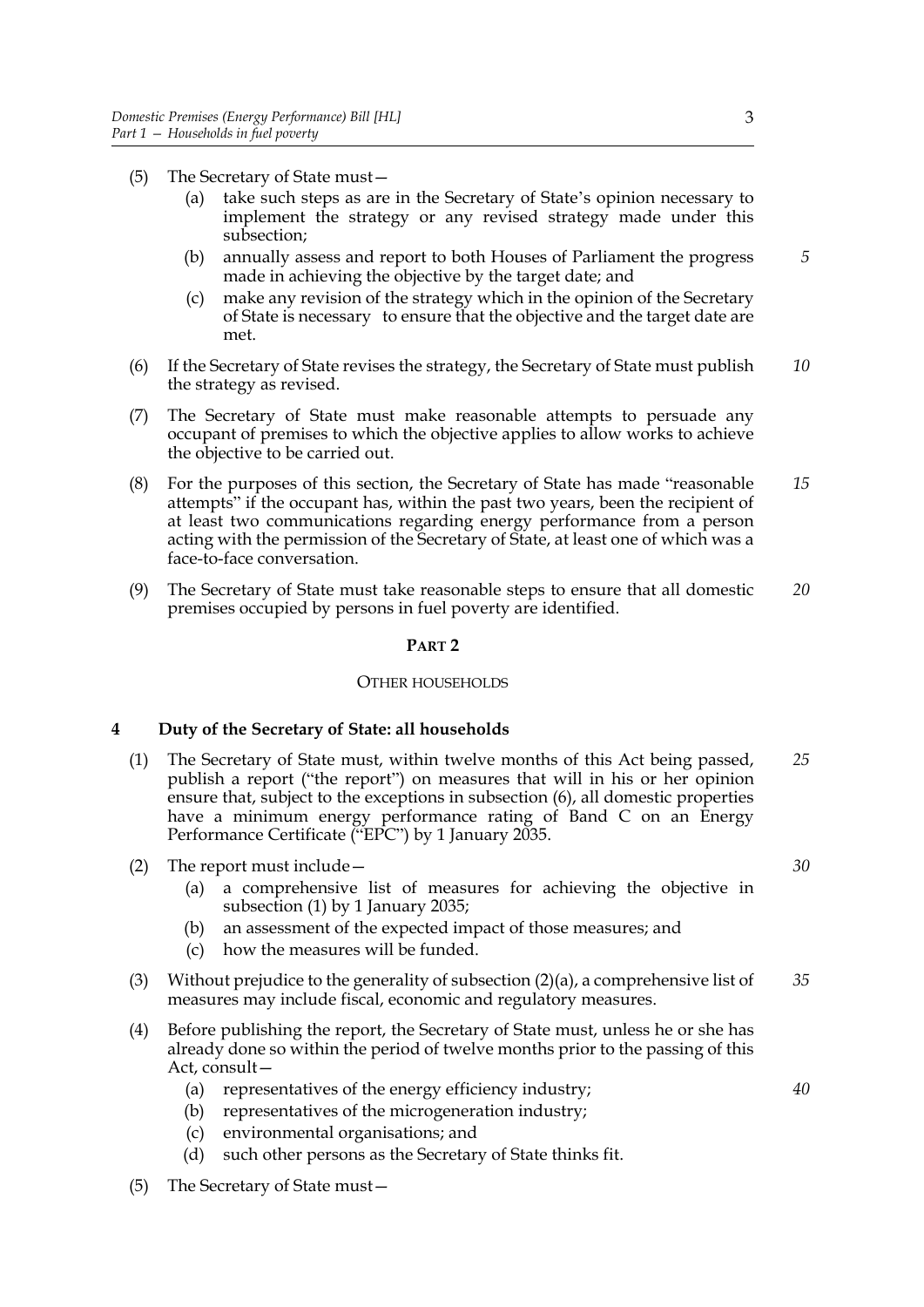(5) The Secretary of State must—

  (a) take such steps as are in the Secretary of State's opinion necessary to implement the strategy or any revised strategy made under this subsection;

  (b) annually assess and report to both Houses of Parliament the progress made in achieving the objective by the target date; and

  (c) make any revision of the strategy which in the opinion of the Secretary of State is necessary to ensure that the objective and the target date are met.

(6) If the Secretary of State revises the strategy, the Secretary of State must publish the strategy as revised.

(7) The Secretary of State must make reasonable attempts to persuade any occupant of premises to which the objective applies to allow works to achieve the objective to be carried out.

(8) For the purposes of this section, the Secretary of State has made "reasonable attempts" if the occupant has, within the past two years, been the recipient of at least two communications regarding energy performance from a person acting with the permission of the Secretary of State, at least one of which was a face-to-face conversation.

(9) The Secretary of State must take reasonable steps to ensure that all domestic premises occupied by persons in fuel poverty are identified.

## PART 2

### OTHER HOUSEHOLDS

### 4 Duty of the Secretary of State: all households

(1) The Secretary of State must, within twelve months of this Act being passed, publish a report ("the report") on measures that will in his or her opinion ensure that, subject to the exceptions in subsection (6), all domestic properties have a minimum energy performance rating of Band C on an Energy Performance Certificate ("EPC") by 1 January 2035.

(2) The report must include—

  (a) a comprehensive list of measures for achieving the objective in subsection (1) by 1 January 2035;

  (b) an assessment of the expected impact of those measures; and

  (c) how the measures will be funded.

(3) Without prejudice to the generality of subsection (2)(a), a comprehensive list of measures may include fiscal, economic and regulatory measures.

(4) Before publishing the report, the Secretary of State must, unless he or she has already done so within the period of twelve months prior to the passing of this Act, consult—

  (a) representatives of the energy efficiency industry;

  (b) representatives of the microgeneration industry;

  (c) environmental organisations; and

  (d) such other persons as the Secretary of State thinks fit.

(5) The Secretary of State must—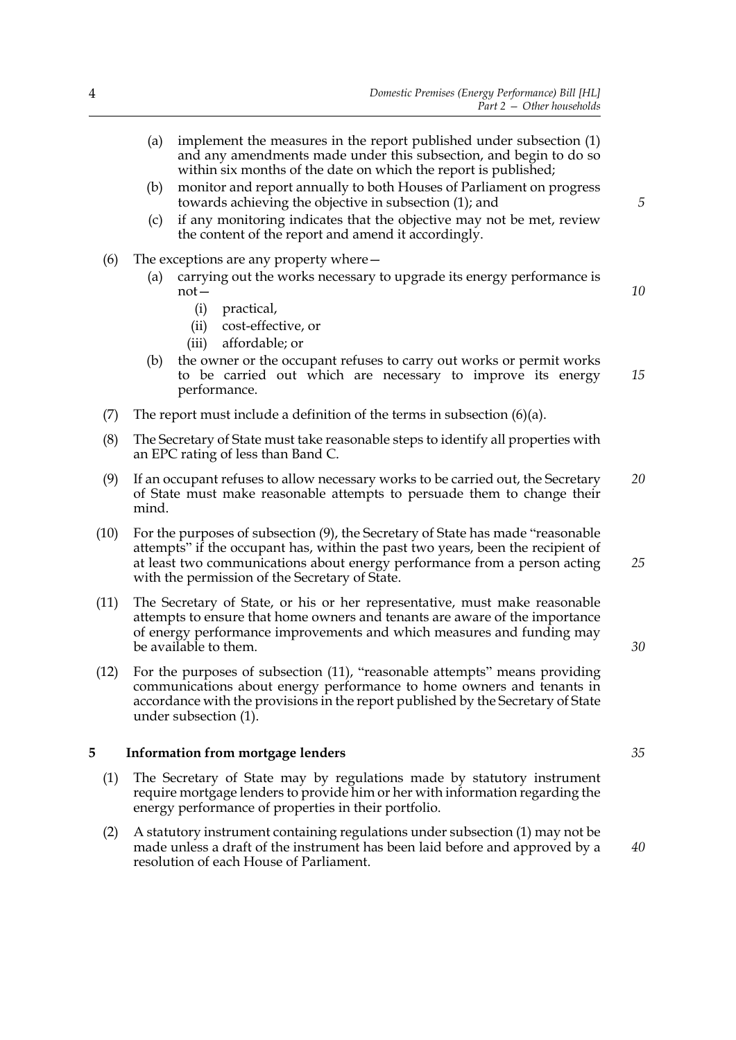(a) implement the measures in the report published under subsection (1) and any amendments made under this subsection, and begin to do so within six months of the date on which the report is published;

(b) monitor and report annually to both Houses of Parliament on progress towards achieving the objective in subsection (1); and

(c) if any monitoring indicates that the objective may not be met, review the content of the report and amend it accordingly.

(6) The exceptions are any property where—

(a) carrying out the works necessary to upgrade its energy performance is not—

(i) practical,

(ii) cost-effective, or

(iii) affordable; or

(b) the owner or the occupant refuses to carry out works or permit works to be carried out which are necessary to improve its energy performance.

(7) The report must include a definition of the terms in subsection (6)(a).

(8) The Secretary of State must take reasonable steps to identify all properties with an EPC rating of less than Band C.

(9) If an occupant refuses to allow necessary works to be carried out, the Secretary of State must make reasonable attempts to persuade them to change their mind.

(10) For the purposes of subsection (9), the Secretary of State has made "reasonable attempts" if the occupant has, within the past two years, been the recipient of at least two communications about energy performance from a person acting with the permission of the Secretary of State.

(11) The Secretary of State, or his or her representative, must make reasonable attempts to ensure that home owners and tenants are aware of the importance of energy performance improvements and which measures and funding may be available to them.

(12) For the purposes of subsection (11), "reasonable attempts" means providing communications about energy performance to home owners and tenants in accordance with the provisions in the report published by the Secretary of State under subsection (1).

## 5 Information from mortgage lenders

(1) The Secretary of State may by regulations made by statutory instrument require mortgage lenders to provide him or her with information regarding the energy performance of properties in their portfolio.

(2) A statutory instrument containing regulations under subsection (1) may not be made unless a draft of the instrument has been laid before and approved by a resolution of each House of Parliament.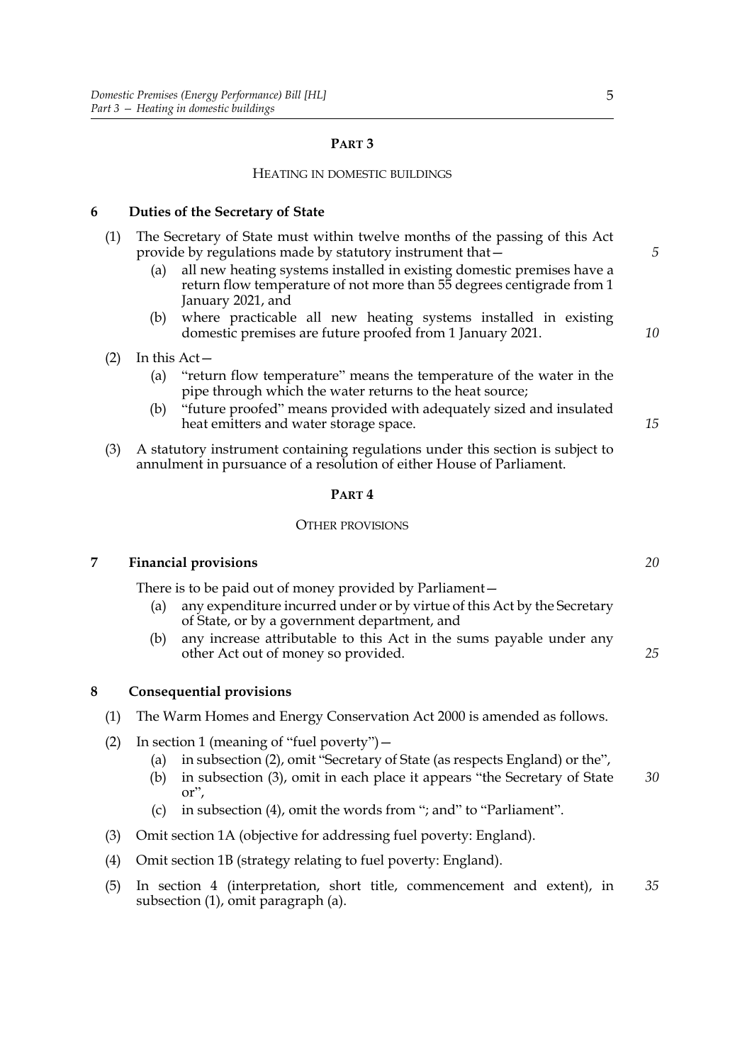## PART 3

### HEATING IN DOMESTIC BUILDINGS

**6 Duties of the Secretary of State**

(1) The Secretary of State must within twelve months of the passing of this Act provide by regulations made by statutory instrument that—

(a) all new heating systems installed in existing domestic premises have a return flow temperature of not more than 55 degrees centigrade from 1 January 2021, and

(b) where practicable all new heating systems installed in existing domestic premises are future proofed from 1 January 2021.

(2) In this Act—

(a) "return flow temperature" means the temperature of the water in the pipe through which the water returns to the heat source;

(b) "future proofed" means provided with adequately sized and insulated heat emitters and water storage space.

(3) A statutory instrument containing regulations under this section is subject to annulment in pursuance of a resolution of either House of Parliament.

## PART 4

### OTHER PROVISIONS

**7 Financial provisions**

There is to be paid out of money provided by Parliament—

(a) any expenditure incurred under or by virtue of this Act by the Secretary of State, or by a government department, and

(b) any increase attributable to this Act in the sums payable under any other Act out of money so provided.

**8 Consequential provisions**

(1) The Warm Homes and Energy Conservation Act 2000 is amended as follows.

(2) In section 1 (meaning of "fuel poverty")—

(a) in subsection (2), omit "Secretary of State (as respects England) or the",

(b) in subsection (3), omit in each place it appears "the Secretary of State or",

(c) in subsection (4), omit the words from "; and" to "Parliament".

(3) Omit section 1A (objective for addressing fuel poverty: England).

(4) Omit section 1B (strategy relating to fuel poverty: England).

(5) In section 4 (interpretation, short title, commencement and extent), in subsection (1), omit paragraph (a).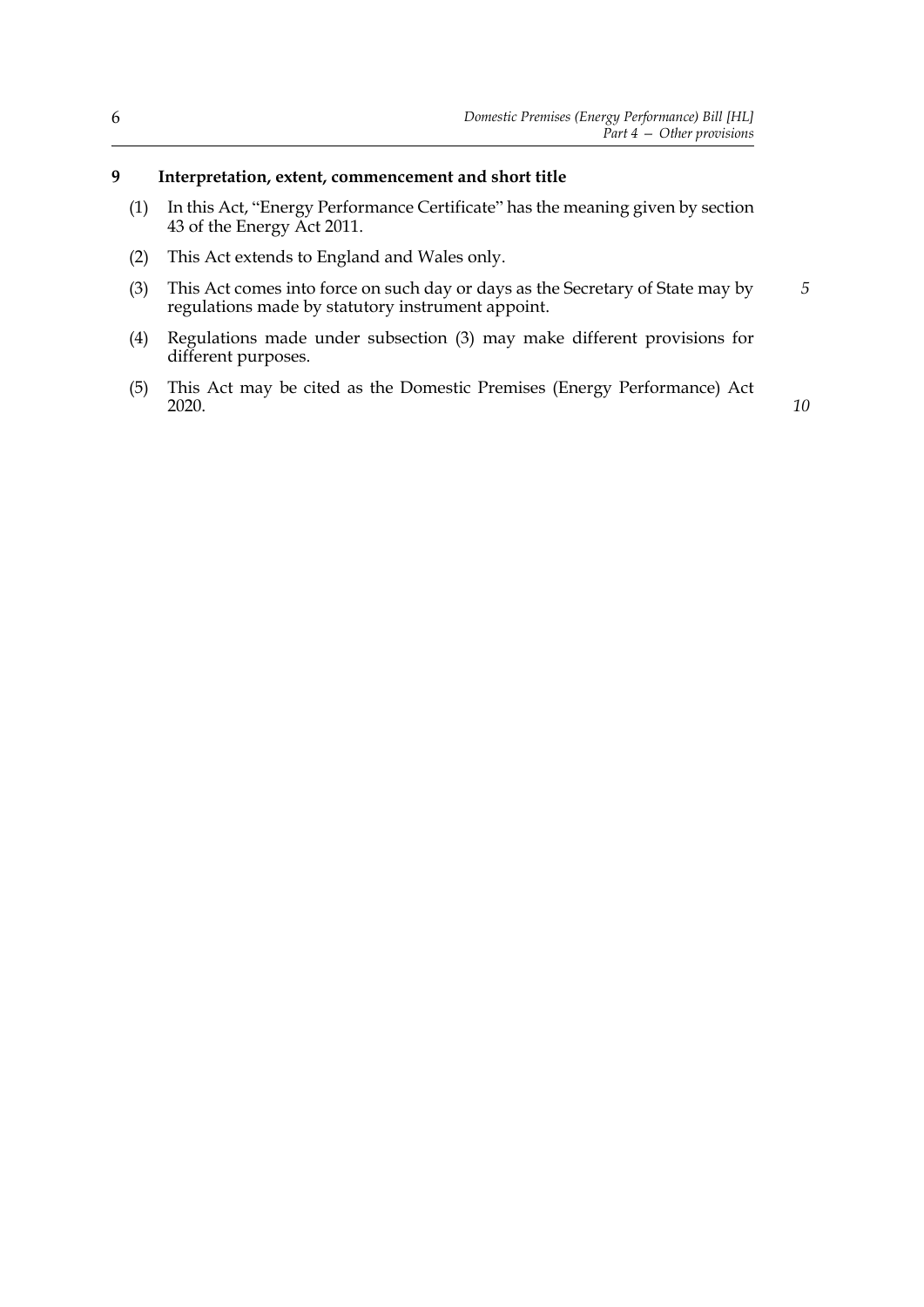## 9 Interpretation, extent, commencement and short title

(1) In this Act, "Energy Performance Certificate" has the meaning given by section 43 of the Energy Act 2011.

(2) This Act extends to England and Wales only.

(3) This Act comes into force on such day or days as the Secretary of State may by regulations made by statutory instrument appoint.

(4) Regulations made under subsection (3) may make different provisions for different purposes.

(5) This Act may be cited as the Domestic Premises (Energy Performance) Act 2020.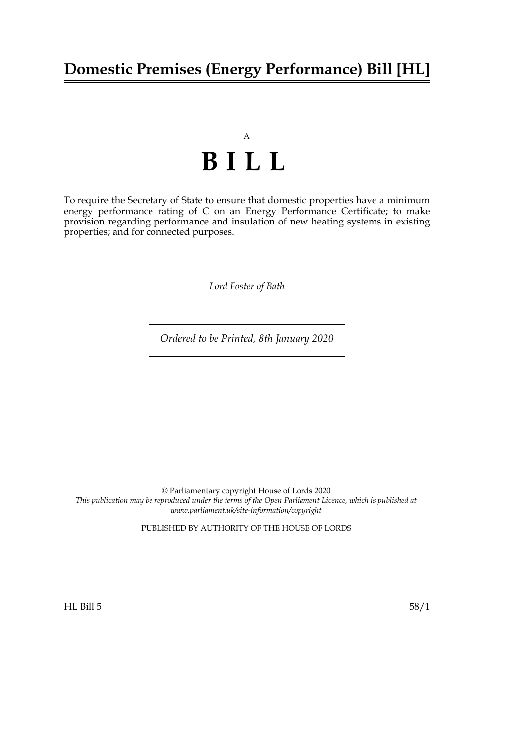# Domestic Premises (Energy Performance) Bill [HL]

A

# B I L L

To require the Secretary of State to ensure that domestic properties have a minimum energy performance rating of C on an Energy Performance Certificate; to make provision regarding performance and insulation of new heating systems in existing properties; and for connected purposes.

*Lord Foster of Bath*

---

*Ordered to be Printed, 8th January 2020*

---

© Parliamentary copyright House of Lords 2020
*This publication may be reproduced under the terms of the Open Parliament Licence, which is published at www.parliament.uk/site-information/copyright*

PUBLISHED BY AUTHORITY OF THE HOUSE OF LORDS

HL Bill 5 58/1